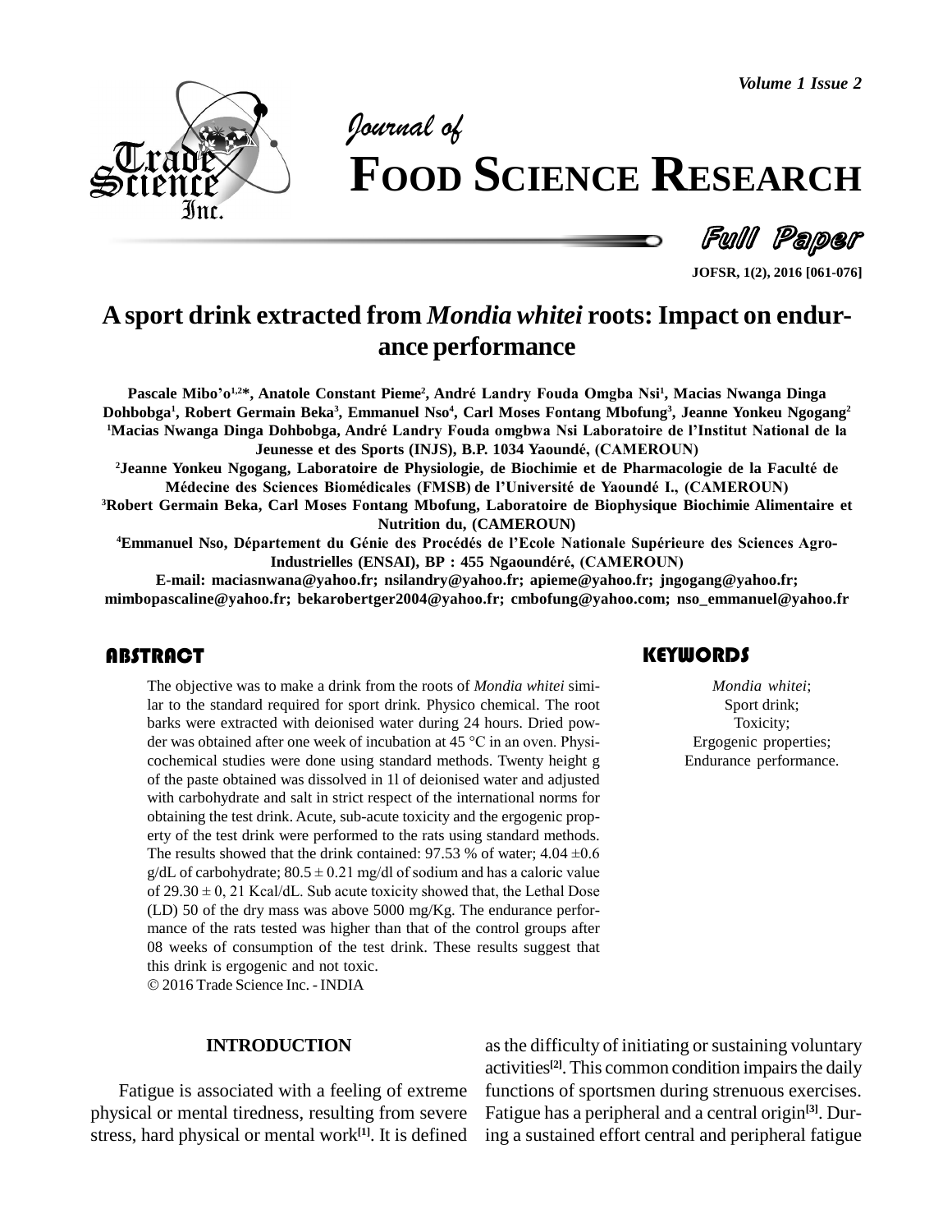# A sport drink extracted from *Mondia whitei* roots: Impact on endurance performance

**Pascale Mibo'o[1,2]*, Anatole Constant Pieme[2], André Landry Fouda Omgba Nsi[1], Macias Nwanga Dinga Dohbobga[1], Robert Germain Beka[3], Emmanuel Nso[4], Carl Moses Fontang Mbofung[3], Jeanne Yonkeu Ngogang[2]**

[1]Macias Nwanga Dinga Dohbobga, André Landry Fouda omgbwa Nsi Laboratoire de l'Institut National de la Jeunesse et des Sports (INJS), B.P. 1034 Yaoundé, (CAMEROUN)

[2]Jeanne Yonkeu Ngogang, Laboratoire de Physiologie, de Biochimie et de Pharmacologie de la Faculté de Médecine des Sciences Biomédicales (FMSB) de l'Université de Yaoundé I., (CAMEROUN)

[3]Robert Germain Beka, Carl Moses Fontang Mbofung, Laboratoire de Biophysique Biochimie Alimentaire et Nutrition du, (CAMEROUN)

[4]Emmanuel Nso, Département du Génie des Procédés de l'Ecole Nationale Supérieure des Sciences Agro-Industrielles (ENSAI), BP : 455 Ngaoundéré, (CAMEROUN)

E-mail: maciasnwana@yahoo.fr; nsilandry@yahoo.fr; apieme@yahoo.fr; jngogang@yahoo.fr; mimbopascaline@yahoo.fr; bekarobertger2004@yahoo.fr; cmbofung@yahoo.com; nso_emmanuel@yahoo.fr

## ABSTRACT

The objective was to make a drink from the roots of *Mondia whitei* similar to the standard required for sport drink. Physico chemical. The root barks were extracted with deionised water during 24 hours. Dried powder was obtained after one week of incubation at 45 °C in an oven. Physicochemical studies were done using standard methods. Twenty height g of the paste obtained was dissolved in 1l of deionised water and adjusted with carbohydrate and salt in strict respect of the international norms for obtaining the test drink. Acute, sub-acute toxicity and the ergogenic property of the test drink were performed to the rats using standard methods. The results showed that the drink contained: 97.53 % of water; 4.04 ±0.6 g/dL of carbohydrate; 80.5 ± 0.21 mg/dl of sodium and has a caloric value of 29.30 ± 0, 21 Kcal/dL. Sub acute toxicity showed that, the Lethal Dose (LD) 50 of the dry mass was above 5000 mg/Kg. The endurance performance of the rats tested was higher than that of the control groups after 08 weeks of consumption of the test drink. These results suggest that this drink is ergogenic and not toxic.

© 2016 Trade Science Inc. - INDIA

## KEYWORDS

*Mondia whitei*;
Sport drink;
Toxicity;
Ergogenic properties;
Endurance performance.

## INTRODUCTION

Fatigue is associated with a feeling of extreme physical or mental tiredness, resulting from severe stress, hard physical or mental work[1]. It is defined as the difficulty of initiating or sustaining voluntary activities[2]. This common condition impairs the daily functions of sportsmen during strenuous exercises. Fatigue has a peripheral and a central origin[3]. During a sustained effort central and peripheral fatigue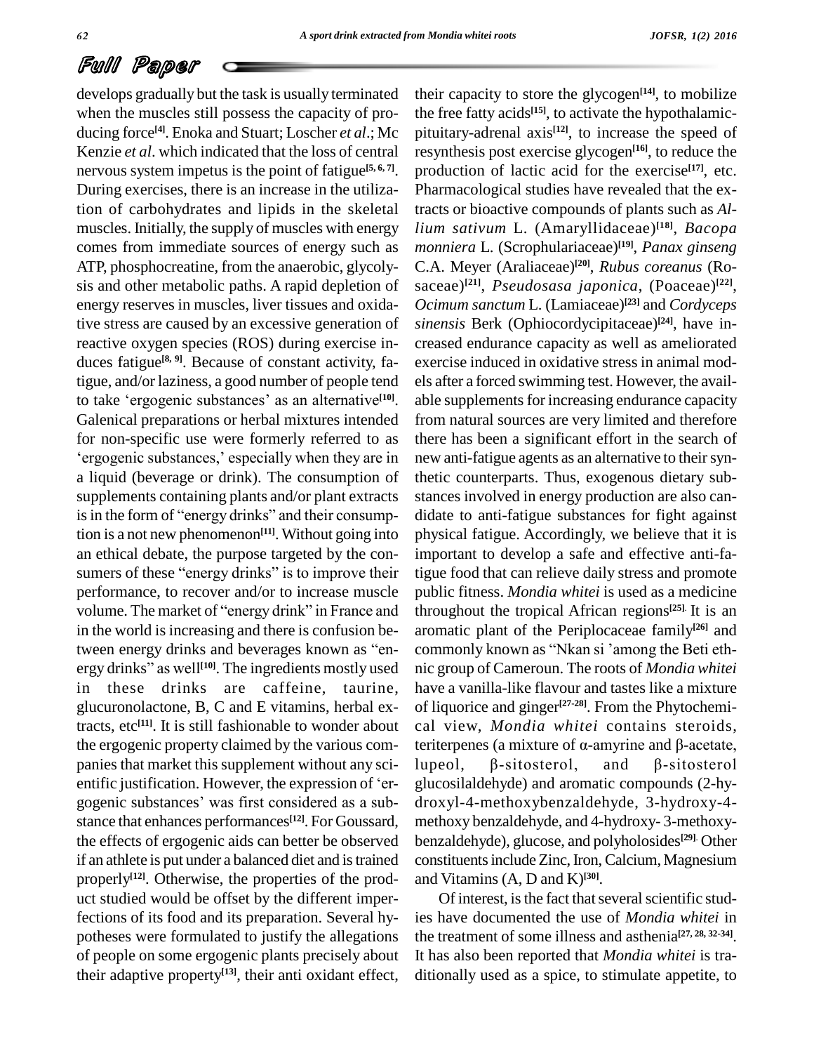develops gradually but the task is usually terminated when the muscles still possess the capacity of producing force[4]. Enoka and Stuart; Loscher *et al*.; Mc Kenzie *et al*. which indicated that the loss of central nervous system impetus is the point of fatigue[5, 6, 7]. During exercises, there is an increase in the utilization of carbohydrates and lipids in the skeletal muscles. Initially, the supply of muscles with energy comes from immediate sources of energy such as ATP, phosphocreatine, from the anaerobic, glycolysis and other metabolic paths. A rapid depletion of energy reserves in muscles, liver tissues and oxidative stress are caused by an excessive generation of reactive oxygen species (ROS) during exercise induces fatigue[8, 9]. Because of constant activity, fatigue, and/or laziness, a good number of people tend to take 'ergogenic substances' as an alternative[10]. Galenical preparations or herbal mixtures intended for non-specific use were formerly referred to as 'ergogenic substances,' especially when they are in a liquid (beverage or drink). The consumption of supplements containing plants and/or plant extracts is in the form of "energy drinks" and their consumption is a not new phenomenon[11]. Without going into an ethical debate, the purpose targeted by the consumers of these "energy drinks" is to improve their performance, to recover and/or to increase muscle volume. The market of "energy drink" in France and in the world is increasing and there is confusion between energy drinks and beverages known as "energy drinks" as well[10]. The ingredients mostly used in these drinks are caffeine, taurine, glucuronolactone, B, C and E vitamins, herbal extracts, etc[11]. It is still fashionable to wonder about the ergogenic property claimed by the various companies that market this supplement without any scientific justification. However, the expression of 'ergogenic substances' was first considered as a substance that enhances performances[12]. For Goussard, the effects of ergogenic aids can better be observed if an athlete is put under a balanced diet and is trained properly[12]. Otherwise, the properties of the product studied would be offset by the different imperfections of its food and its preparation. Several hypotheses were formulated to justify the allegations of people on some ergogenic plants precisely about their adaptive property[13], their anti oxidant effect, their capacity to store the glycogen[14], to mobilize the free fatty acids[15], to activate the hypothalamic-pituitary-adrenal axis[12], to increase the speed of resynthesis post exercise glycogen[16], to reduce the production of lactic acid for the exercise[17], etc. Pharmacological studies have revealed that the extracts or bioactive compounds of plants such as *Allium sativum* L. (Amaryllidaceae)[18], *Bacopa monniera* L. (Scrophulariaceae)[19], *Panax ginseng* C.A. Meyer (Araliaceae)[20], *Rubus coreanus* (Rosaceae)[21], *Pseudosasa japonica*, (Poaceae)[22], *Ocimum sanctum* L. (Lamiaceae)[23] and *Cordyceps sinensis* Berk (Ophiocordycipitaceae)[24], have increased endurance capacity as well as ameliorated exercise induced in oxidative stress in animal models after a forced swimming test. However, the available supplements for increasing endurance capacity from natural sources are very limited and therefore there has been a significant effort in the search of new anti-fatigue agents as an alternative to their synthetic counterparts. Thus, exogenous dietary substances involved in energy production are also candidate to anti-fatigue substances for fight against physical fatigue. Accordingly, we believe that it is important to develop a safe and effective anti-fatigue food that can relieve daily stress and promote public fitness. *Mondia whitei* is used as a medicine throughout the tropical African regions[25]. It is an aromatic plant of the Periplocaceae family[26] and commonly known as "Nkan si 'among the Beti ethnic group of Cameroun. The roots of *Mondia whitei* have a vanilla-like flavour and tastes like a mixture of liquorice and ginger[27-28]. From the Phytochemical view, *Mondia whitei* contains steroids, teriterpenes (a mixture of α-amyrine and β-acetate, lupeol, β-sitosterol, and β-sitosterol glucosilaldehyde) and aromatic compounds (2-hydroxyl-4-methoxybenzaldehyde, 3-hydroxy-4-methoxy benzaldehyde, and 4-hydroxy- 3-methoxybenzaldehyde), glucose, and polyholosides[29]. Other constituents include Zinc, Iron, Calcium, Magnesium and Vitamins (A, D and K)[30].

Of interest, is the fact that several scientific studies have documented the use of *Mondia whitei* in the treatment of some illness and asthenia[27, 28, 32-34]. It has also been reported that *Mondia whitei* is traditionally used as a spice, to stimulate appetite, to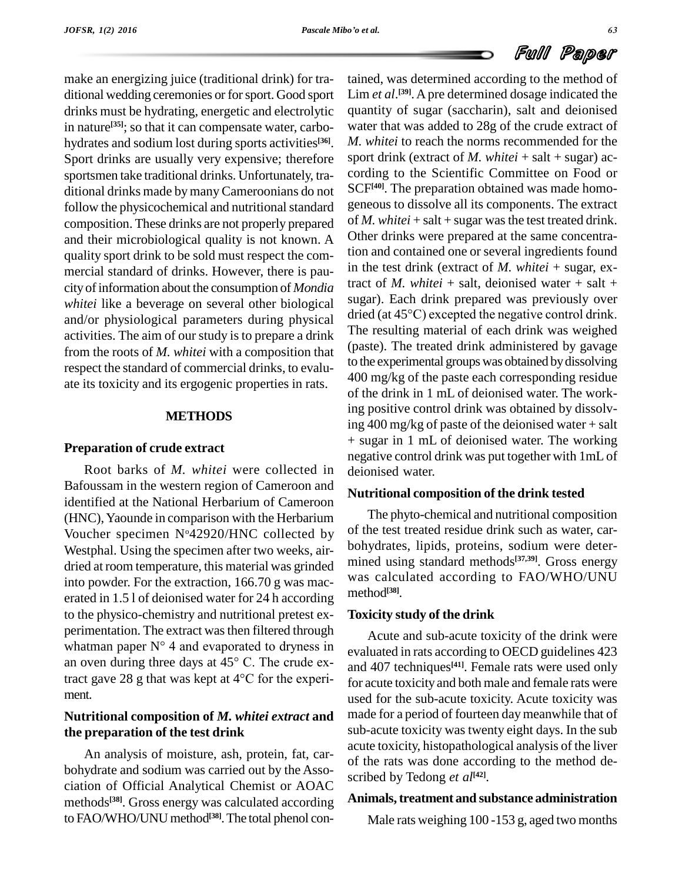make an energizing juice (traditional drink) for traditional wedding ceremonies or for sport. Good sport drinks must be hydrating, energetic and electrolytic in nature[35]; so that it can compensate water, carbohydrates and sodium lost during sports activities[36]. Sport drinks are usually very expensive; therefore sportsmen take traditional drinks. Unfortunately, traditional drinks made by many Cameroonians do not follow the physicochemical and nutritional standard composition. These drinks are not properly prepared and their microbiological quality is not known. A quality sport drink to be sold must respect the commercial standard of drinks. However, there is paucity of information about the consumption of *Mondia whitei* like a beverage on several other biological and/or physiological parameters during physical activities. The aim of our study is to prepare a drink from the roots of *M. whitei* with a composition that respect the standard of commercial drinks, to evaluate its toxicity and its ergogenic properties in rats.

## METHODS

### Preparation of crude extract

Root barks of *M. whitei* were collected in Bafoussam in the western region of Cameroon and identified at the National Herbarium of Cameroon (HNC), Yaounde in comparison with the Herbarium Voucher specimen N°42920/HNC collected by Westphal. Using the specimen after two weeks, air-dried at room temperature, this material was grinded into powder. For the extraction, 166.70 g was macerated in 1.5 l of deionised water for 24 h according to the physico-chemistry and nutritional pretest experimentation. The extract was then filtered through whatman paper N° 4 and evaporated to dryness in an oven during three days at 45° C. The crude extract gave 28 g that was kept at 4°C for the experiment.

### Nutritional composition of *M. whitei extract* and the preparation of the test drink

An analysis of moisture, ash, protein, fat, carbohydrate and sodium was carried out by the Association of Official Analytical Chemist or AOAC methods[38]. Gross energy was calculated according to FAO/WHO/UNU method[38]. The total phenol contained, was determined according to the method of Lim *et al*.[39]. A pre determined dosage indicated the quantity of sugar (saccharin), salt and deionised water that was added to 28g of the crude extract of *M. whitei* to reach the norms recommended for the sport drink (extract of *M. whitei* + salt + sugar) according to the Scientific Committee on Food or SCF[40]. The preparation obtained was made homogeneous to dissolve all its components. The extract of *M. whitei* + salt + sugar was the test treated drink. Other drinks were prepared at the same concentration and contained one or several ingredients found in the test drink (extract of *M. whitei* + sugar, extract of *M. whitei* + salt, deionised water + salt + sugar). Each drink prepared was previously over dried (at 45°C) excepted the negative control drink. The resulting material of each drink was weighed (paste). The treated drink administered by gavage to the experimental groups was obtained by dissolving 400 mg/kg of the paste each corresponding residue of the drink in 1 mL of deionised water. The working positive control drink was obtained by dissolving 400 mg/kg of paste of the deionised water + salt + sugar in 1 mL of deionised water. The working negative control drink was put together with 1mL of deionised water.

### Nutritional composition of the drink tested

The phyto-chemical and nutritional composition of the test treated residue drink such as water, carbohydrates, lipids, proteins, sodium were determined using standard methods[37,39]. Gross energy was calculated according to FAO/WHO/UNU method[38].

### Toxicity study of the drink

Acute and sub-acute toxicity of the drink were evaluated in rats according to OECD guidelines 423 and 407 techniques[41]. Female rats were used only for acute toxicity and both male and female rats were used for the sub-acute toxicity. Acute toxicity was made for a period of fourteen day meanwhile that of sub-acute toxicity was twenty eight days. In the sub acute toxicity, histopathological analysis of the liver of the rats was done according to the method described by Tedong *et al*[42].

### Animals, treatment and substance administration

Male rats weighing 100 -153 g, aged two months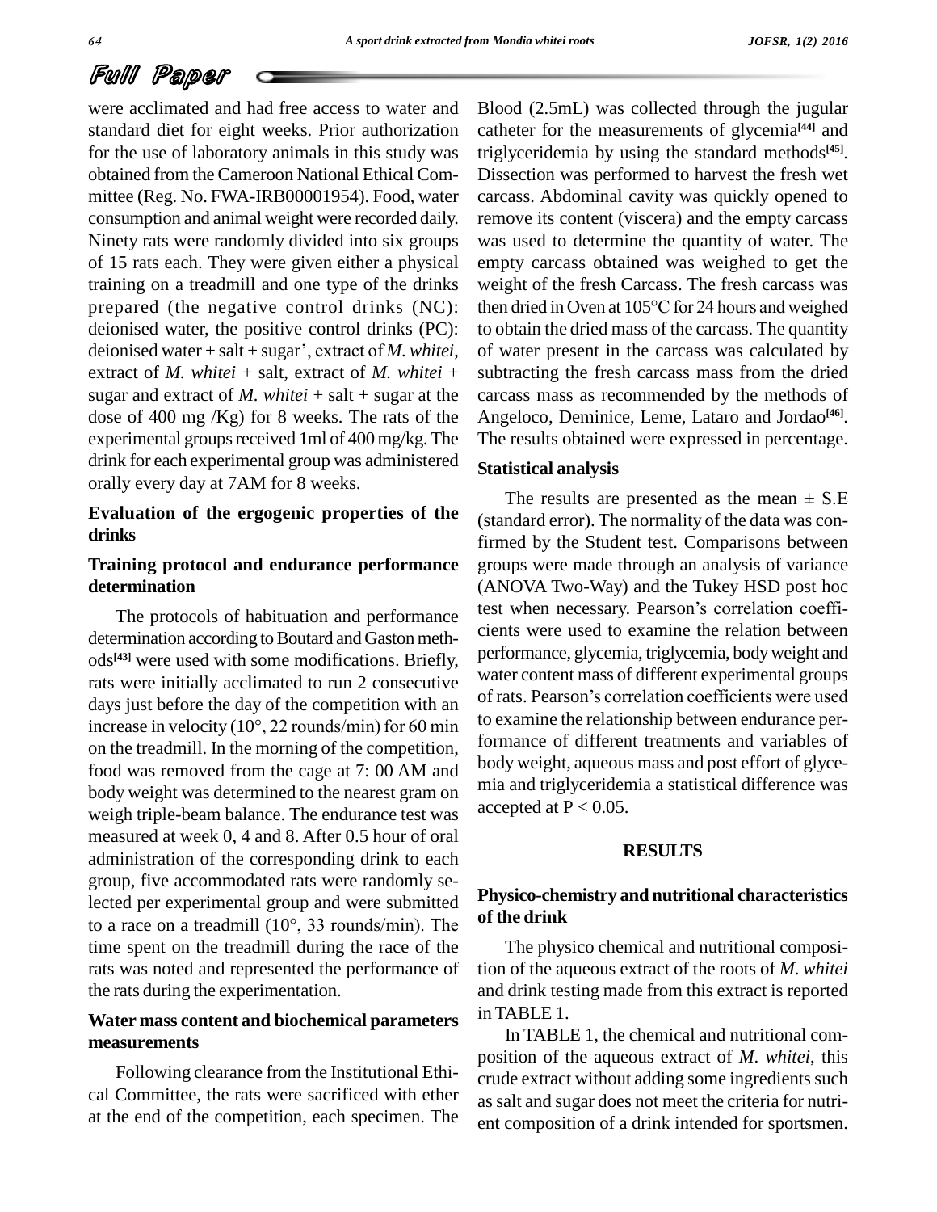were acclimated and had free access to water and standard diet for eight weeks. Prior authorization for the use of laboratory animals in this study was obtained from the Cameroon National Ethical Committee (Reg. No. FWA-IRB00001954). Food, water consumption and animal weight were recorded daily. Ninety rats were randomly divided into six groups of 15 rats each. They were given either a physical training on a treadmill and one type of the drinks prepared (the negative control drinks (NC): deionised water, the positive control drinks (PC): deionised water + salt + sugar', extract of *M. whitei*, extract of *M. whitei* + salt, extract of *M. whitei* + sugar and extract of *M. whitei* + salt + sugar at the dose of 400 mg /Kg) for 8 weeks. The rats of the experimental groups received 1ml of 400 mg/kg. The drink for each experimental group was administered orally every day at 7AM for 8 weeks.

### Evaluation of the ergogenic properties of the drinks

### Training protocol and endurance performance determination

The protocols of habituation and performance determination according to Boutard and Gaston methods[43] were used with some modifications. Briefly, rats were initially acclimated to run 2 consecutive days just before the day of the competition with an increase in velocity (10°, 22 rounds/min) for 60 min on the treadmill. In the morning of the competition, food was removed from the cage at 7: 00 AM and body weight was determined to the nearest gram on weigh triple-beam balance. The endurance test was measured at week 0, 4 and 8. After 0.5 hour of oral administration of the corresponding drink to each group, five accommodated rats were randomly selected per experimental group and were submitted to a race on a treadmill (10°, 33 rounds/min). The time spent on the treadmill during the race of the rats was noted and represented the performance of the rats during the experimentation.

### Water mass content and biochemical parameters measurements

Following clearance from the Institutional Ethical Committee, the rats were sacrificed with ether at the end of the competition, each specimen. The Blood (2.5mL) was collected through the jugular catheter for the measurements of glycemia[44] and triglyceridemia by using the standard methods[45]. Dissection was performed to harvest the fresh wet carcass. Abdominal cavity was quickly opened to remove its content (viscera) and the empty carcass was used to determine the quantity of water. The empty carcass obtained was weighed to get the weight of the fresh Carcass. The fresh carcass was then dried in Oven at 105°C for 24 hours and weighed to obtain the dried mass of the carcass. The quantity of water present in the carcass was calculated by subtracting the fresh carcass mass from the dried carcass mass as recommended by the methods of Angeloco, Deminice, Leme, Lataro and Jordao[46]. The results obtained were expressed in percentage.

### Statistical analysis

The results are presented as the mean ± S.E (standard error). The normality of the data was confirmed by the Student test. Comparisons between groups were made through an analysis of variance (ANOVA Two-Way) and the Tukey HSD post hoc test when necessary. Pearson's correlation coefficients were used to examine the relation between performance, glycemia, triglycemia, body weight and water content mass of different experimental groups of rats. Pearson's correlation coefficients were used to examine the relationship between endurance performance of different treatments and variables of body weight, aqueous mass and post effort of glycemia and triglyceridemia a statistical difference was accepted at $P < 0.05$.

## RESULTS

### Physico-chemistry and nutritional characteristics of the drink

The physico chemical and nutritional composition of the aqueous extract of the roots of *M. whitei* and drink testing made from this extract is reported in TABLE 1.

In TABLE 1, the chemical and nutritional composition of the aqueous extract of *M. whitei*, this crude extract without adding some ingredients such as salt and sugar does not meet the criteria for nutrient composition of a drink intended for sportsmen.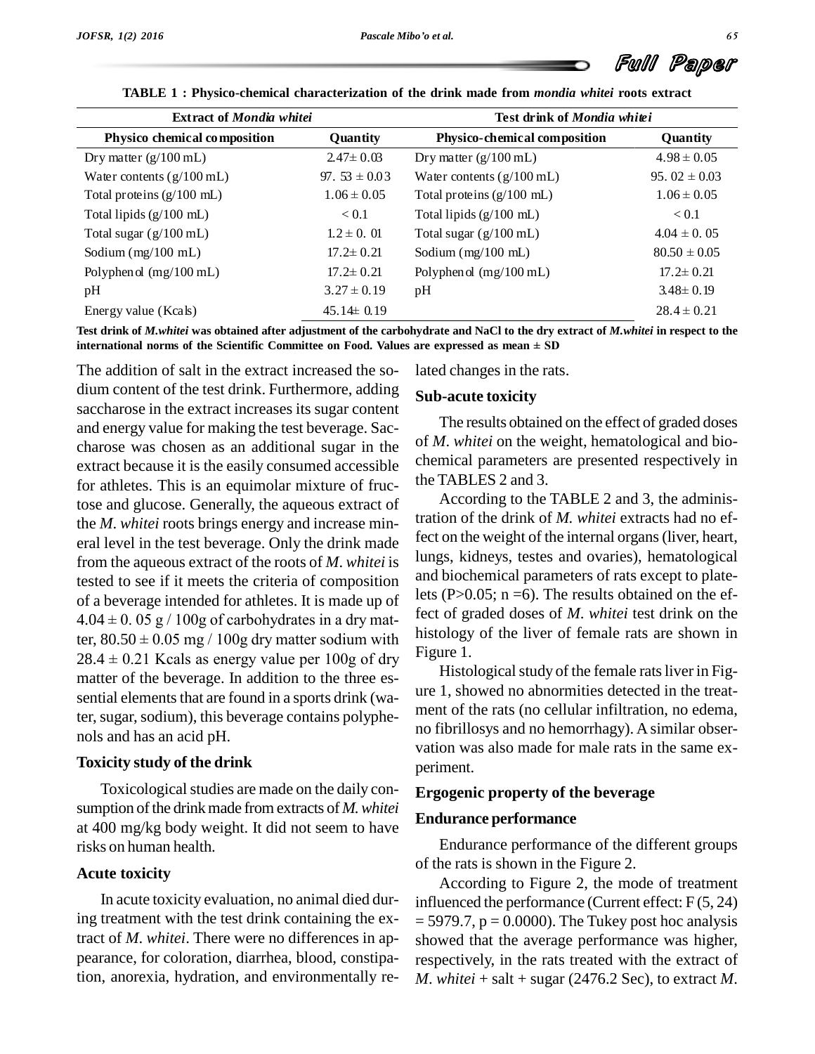**TABLE 1 : Physico-chemical characterization of the drink made from *mondia whitei* roots extract**

| Extract of *Mondia whitei* | | Test drink of *Mondia whitei* | |
|---|---|---|---|
| **Physico chemical composition** | **Quantity** | **Physico-chemical composition** | **Quantity** |
| Dry matter (g/100 mL) | 2.47± 0.03 | Dry matter (g/100 mL) | 4.98 ± 0.05 |
| Water contents (g/100 mL) | 97. 53 ± 0.03 | Water contents (g/100 mL) | 95. 02 ± 0.03 |
| Total proteins (g/100 mL) | 1.06 ± 0.05 | Total proteins (g/100 mL) | 1.06 ± 0.05 |
| Total lipids (g/100 mL) | < 0.1 | Total lipids (g/100 mL) | < 0.1 |
| Total sugar (g/100 mL) | 1.2 ± 0. 01 | Total sugar (g/100 mL) | 4.04 ± 0. 05 |
| Sodium (mg/100 mL) | 17.2± 0.21 | Sodium (mg/100 mL) | 80.50 ± 0.05 |
| Polyphenol (mg/100 mL) | 17.2± 0.21 | Polyphenol (mg/100 mL) | 17.2± 0.21 |
| pH | 3.27 ± 0.19 | pH | 3.48± 0.19 |
| Energy value (Kcals) | 45.14± 0.19 | | 28.4 ± 0.21 |

**Test drink of *M.whitei* was obtained after adjustment of the carbohydrate and NaCl to the dry extract of *M.whitei* in respect to the international norms of the Scientific Committee on Food. Values are expressed as mean ± SD**

The addition of salt in the extract increased the sodium content of the test drink. Furthermore, adding saccharose in the extract increases its sugar content and energy value for making the test beverage. Saccharose was chosen as an additional sugar in the extract because it is the easily consumed accessible for athletes. This is an equimolar mixture of fructose and glucose. Generally, the aqueous extract of the *M. whitei* roots brings energy and increase mineral level in the test beverage. Only the drink made from the aqueous extract of the roots of *M. whitei* is tested to see if it meets the criteria of composition of a beverage intended for athletes. It is made up of 4.04 ± 0. 05 g / 100g of carbohydrates in a dry matter, 80.50 ± 0.05 mg / 100g dry matter sodium with 28.4 ± 0.21 Kcals as energy value per 100g of dry matter of the beverage. In addition to the three essential elements that are found in a sports drink (water, sugar, sodium), this beverage contains polyphenols and has an acid pH.

### Toxicity study of the drink

Toxicological studies are made on the daily consumption of the drink made from extracts of *M. whitei* at 400 mg/kg body weight. It did not seem to have risks on human health.

### Acute toxicity

In acute toxicity evaluation, no animal died during treatment with the test drink containing the extract of *M. whitei*. There were no differences in appearance, for coloration, diarrhea, blood, constipation, anorexia, hydration, and environmentally related changes in the rats.

### Sub-acute toxicity

The results obtained on the effect of graded doses of *M. whitei* on the weight, hematological and biochemical parameters are presented respectively in the TABLES 2 and 3.

According to the TABLE 2 and 3, the administration of the drink of *M. whitei* extracts had no effect on the weight of the internal organs (liver, heart, lungs, kidneys, testes and ovaries), hematological and biochemical parameters of rats except to platelets ($P>0.05$; $n=6$). The results obtained on the effect of graded doses of *M. whitei* test drink on the histology of the liver of female rats are shown in Figure 1.

Histological study of the female rats liver in Figure 1, showed no abnormities detected in the treatment of the rats (no cellular infiltration, no edema, no fibrillosys and no hemorrhagy). A similar observation was also made for male rats in the same experiment.

### Ergogenic property of the beverage

### Endurance performance

Endurance performance of the different groups of the rats is shown in the Figure 2.

According to Figure 2, the mode of treatment influenced the performance (Current effect: $F(5, 24) = 5979.7$, $p = 0.0000$). The Tukey post hoc analysis showed that the average performance was higher, respectively, in the rats treated with the extract of *M. whitei* + salt + sugar (2476.2 Sec), to extract *M.*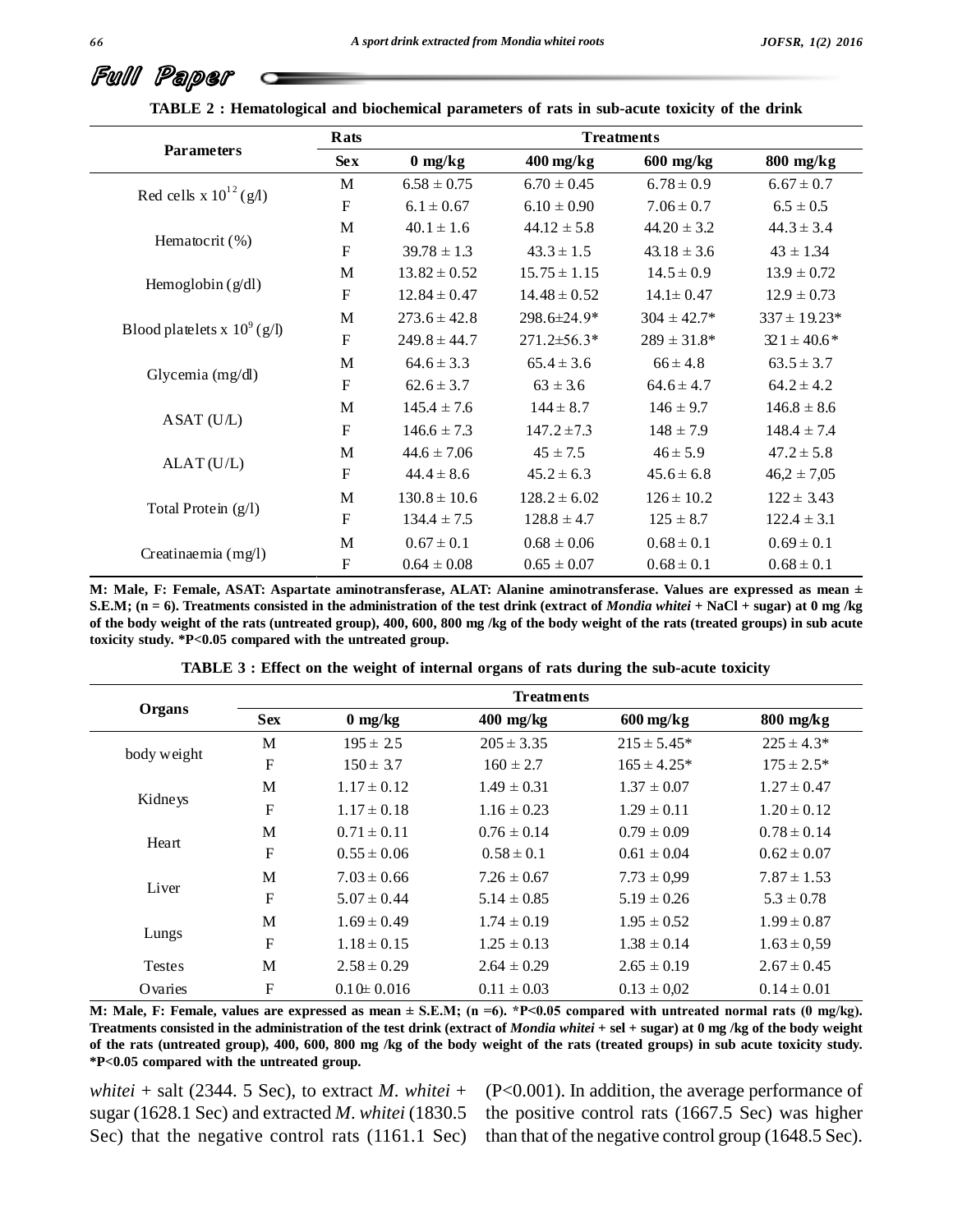**TABLE 2 : Hematological and biochemical parameters of rats in sub-acute toxicity of the drink**

| Parameters | Rats | Treatments | | | |
|---|---|---|---|---|---|
| | Sex | 0 mg/kg | 400 mg/kg | 600 mg/kg | 800 mg/kg |
| Red cells x $10^{12}$ (g/l) | M | 6.58 ± 0.75 | 6.70 ± 0.45 | 6.78 ± 0.9 | 6.67 ± 0.7 |
| | F | 6.1 ± 0.67 | 6.10 ± 0.90 | 7.06 ± 0.7 | 6.5 ± 0.5 |
| Hematocrit (%) | M | 40.1 ± 1.6 | 44.12 ± 5.8 | 44.20 ± 3.2 | 44.3 ± 3.4 |
| | F | 39.78 ± 1.3 | 43.3 ± 1.5 | 43.18 ± 3.6 | 43 ± 1.34 |
| Hemoglobin (g/dl) | M | 13.82 ± 0.52 | 15.75 ± 1.15 | 14.5 ± 0.9 | 13.9 ± 0.72 |
| | F | 12.84 ± 0.47 | 14.48 ± 0.52 | 14.1± 0.47 | 12.9 ± 0.73 |
| Blood platelets x $10^9$ (g/l) | M | 273.6 ± 42.8 | 298.6±24.9* | 304 ± 42.7* | 337 ± 19.23* |
| | F | 249.8 ± 44.7 | 271.2±56.3* | 289 ± 31.8* | 321 ± 40.6* |
| Glycemia (mg/dl) | M | 64.6 ± 3.3 | 65.4 ± 3.6 | 66 ± 4.8 | 63.5 ± 3.7 |
| | F | 62.6 ± 3.7 | 63 ± 3.6 | 64.6 ± 4.7 | 64.2 ± 4.2 |
| ASAT (U/L) | M | 145.4 ± 7.6 | 144 ± 8.7 | 146 ± 9.7 | 146.8 ± 8.6 |
| | F | 146.6 ± 7.3 | 147.2 ±7.3 | 148 ± 7.9 | 148.4 ± 7.4 |
| ALAT (U/L) | M | 44.6 ± 7.06 | 45 ± 7.5 | 46 ± 5.9 | 47.2 ± 5.8 |
| | F | 44.4 ± 8.6 | 45.2 ± 6.3 | 45.6 ± 6.8 | 46,2 ± 7,05 |
| Total Protein (g/l) | M | 130.8 ± 10.6 | 128.2 ± 6.02 | 126 ± 10.2 | 122 ± 3.43 |
| | F | 134.4 ± 7.5 | 128.8 ± 4.7 | 125 ± 8.7 | 122.4 ± 3.1 |
| Creatinaemia (mg/l) | M | 0.67 ± 0.1 | 0.68 ± 0.06 | 0.68 ± 0.1 | 0.69 ± 0.1 |
| | F | 0.64 ± 0.08 | 0.65 ± 0.07 | 0.68 ± 0.1 | 0.68 ± 0.1 |

**M: Male, F: Female, ASAT: Aspartate aminotransferase, ALAT: Alanine aminotransferase. Values are expressed as mean ± S.E.M; (n = 6). Treatments consisted in the administration of the test drink (extract of *Mondia whitei* + NaCl + sugar) at 0 mg /kg of the body weight of the rats (untreated group), 400, 600, 800 mg /kg of the body weight of the rats (treated groups) in sub acute toxicity study. *P<0.05 compared with the untreated group.**

**TABLE 3 : Effect on the weight of internal organs of rats during the sub-acute toxicity**

| Organs | Treatments | | | | |
|---|---|---|---|---|---|
| | Sex | 0 mg/kg | 400 mg/kg | 600 mg/kg | 800 mg/kg |
| body weight | M | 195 ± 2.5 | 205 ± 3.35 | 215 ± 5.45* | 225 ± 4.3* |
| | F | 150 ± 3.7 | 160 ± 2.7 | 165 ± 4.25* | 175 ± 2.5* |
| Kidneys | M | 1.17 ± 0.12 | 1.49 ± 0.31 | 1.37 ± 0.07 | 1.27 ± 0.47 |
| | F | 1.17 ± 0.18 | 1.16 ± 0.23 | 1.29 ± 0.11 | 1.20 ± 0.12 |
| Heart | M | 0.71 ± 0.11 | 0.76 ± 0.14 | 0.79 ± 0.09 | 0.78 ± 0.14 |
| | F | 0.55 ± 0.06 | 0.58 ± 0.1 | 0.61 ± 0.04 | 0.62 ± 0.07 |
| Liver | M | 7.03 ± 0.66 | 7.26 ± 0.67 | 7.73 ± 0,99 | 7.87 ± 1.53 |
| | F | 5.07 ± 0.44 | 5.14 ± 0.85 | 5.19 ± 0.26 | 5.3 ± 0.78 |
| Lungs | M | 1.69 ± 0.49 | 1.74 ± 0.19 | 1.95 ± 0.52 | 1.99 ± 0.87 |
| | F | 1.18 ± 0.15 | 1.25 ± 0.13 | 1.38 ± 0.14 | 1.63 ± 0,59 |
| Testes | M | 2.58 ± 0.29 | 2.64 ± 0.29 | 2.65 ± 0.19 | 2.67 ± 0.45 |
| Ovaries | F | 0.10± 0.016 | 0.11 ± 0.03 | 0.13 ± 0,02 | 0.14 ± 0.01 |

**M: Male, F: Female, values are expressed as mean ± S.E.M; (n =6). *P<0.05 compared with untreated normal rats (0 mg/kg). Treatments consisted in the administration of the test drink (extract of *Mondia whitei* + sel + sugar) at 0 mg /kg of the body weight of the rats (untreated group), 400, 600, 800 mg /kg of the body weight of the rats (treated groups) in sub acute toxicity study. *P<0.05 compared with the untreated group.**

*whitei* + salt (2344. 5 Sec), to extract *M. whitei* + sugar (1628.1 Sec) and extracted *M. whitei* (1830.5 Sec) that the negative control rats (1161.1 Sec) (P<0.001). In addition, the average performance of the positive control rats (1667.5 Sec) was higher than that of the negative control group (1648.5 Sec).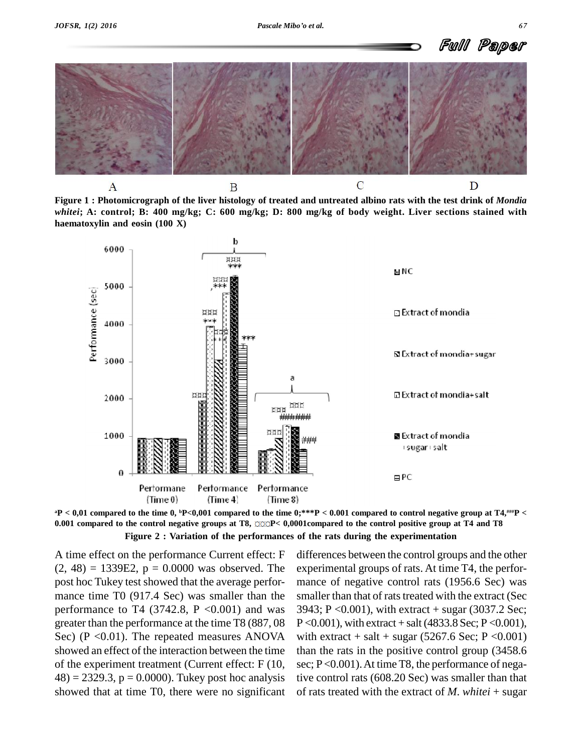A B C D

**Figure 1 : Photomicrograph of the liver histology of treated and untreated albino rats with the test drink of *Mondia whitei*; A: control; B: 400 mg/kg; C: 600 mg/kg; D: 800 mg/kg of body weight. Liver sections stained with haematoxylin and eosin (100 X)**

[a]P < 0,01 compared to the time 0, [b]P<0,001 compared to the time 0;***P < 0.001 compared to control negative group at T4,[###]P < 0.001 compared to the control negative groups at T8, ¤¤¤P< 0,0001compared to the control positive group at T4 and T8

**Figure 2 : Variation of the performances of the rats during the experimentation**

A time effect on the performance Current effect: F (2, 48) = 1339E2, p = 0.0000 was observed. The post hoc Tukey test showed that the average performance time T0 (917.4 Sec) was smaller than the performance to T4 (3742.8, P <0.001) and was greater than the performance at the time T8 (887, 08 Sec) (P <0.01). The repeated measures ANOVA showed an effect of the interaction between the time of the experiment treatment (Current effect: F (10, 48) = 2329.3, p = 0.0000). Tukey post hoc analysis showed that at time T0, there were no significant differences between the control groups and the other experimental groups of rats. At time T4, the performance of negative control rats (1956.6 Sec) was smaller than that of rats treated with the extract (Sec 3943; P <0.001), with extract + sugar (3037.2 Sec; P <0.001), with extract + salt (4833.8 Sec; P <0.001), with extract + salt + sugar (5267.6 Sec; P <0.001) than the rats in the positive control group (3458.6 sec; P <0.001). At time T8, the performance of negative control rats (608.20 Sec) was smaller than that of rats treated with the extract of *M. whitei* + sugar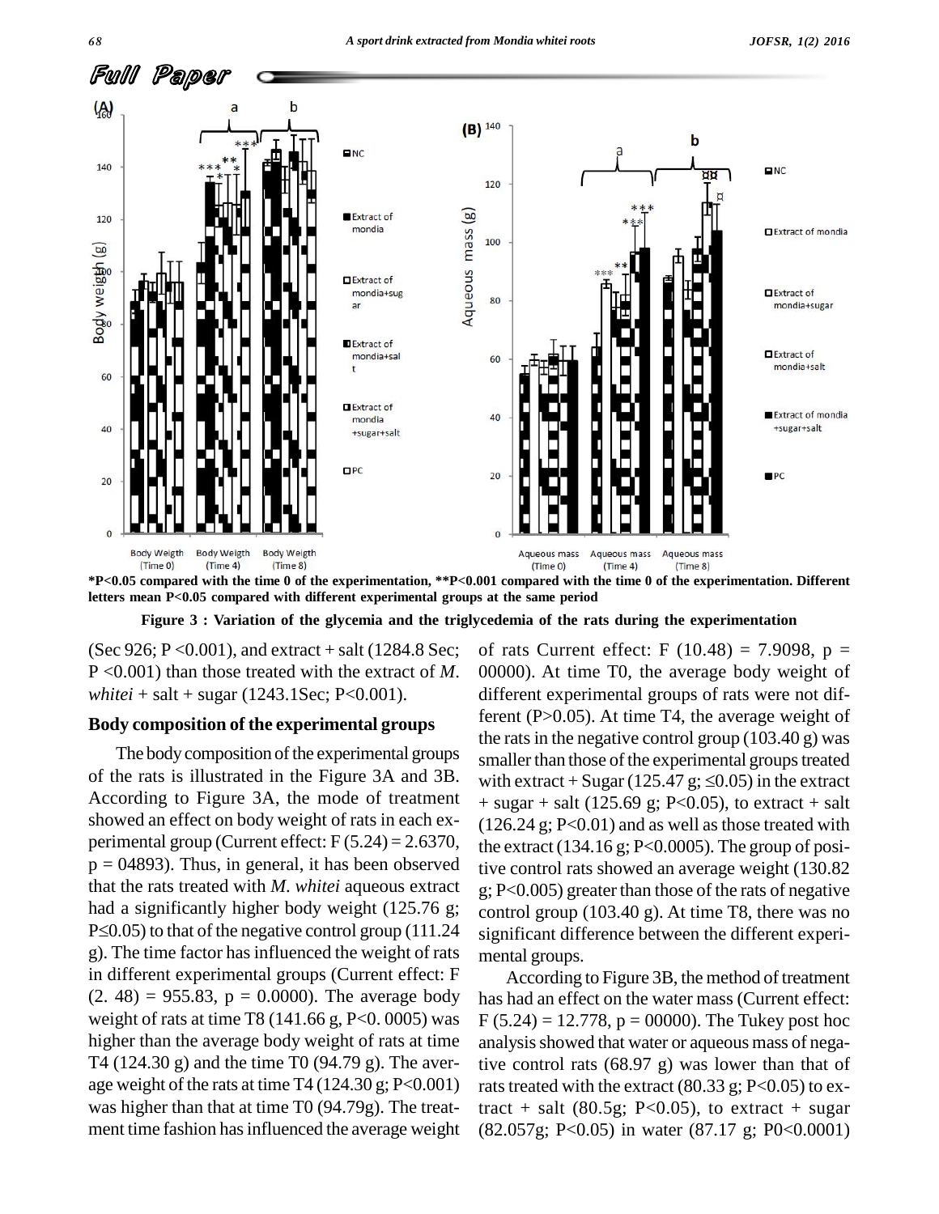*P<0.05 compared with the time 0 of the experimentation, **P<0.001 compared with the time 0 of the experimentation. Different letters mean P<0.05 compared with different experimental groups at the same period

**Figure 3 : Variation of the glycemia and the triglycedemia of the rats during the experimentation**

(Sec 926; P <0.001), and extract + salt (1284.8 Sec; P <0.001) than those treated with the extract of *M. whitei* + salt + sugar (1243.1Sec; P<0.001).

### Body composition of the experimental groups

The body composition of the experimental groups of the rats is illustrated in the Figure 3A and 3B. According to Figure 3A, the mode of treatment showed an effect on body weight of rats in each experimental group (Current effect: F (5.24) = 2.6370, p = 04893). Thus, in general, it has been observed that the rats treated with *M. whitei* aqueous extract had a significantly higher body weight (125.76 g; P≤0.05) to that of the negative control group (111.24 g). The time factor has influenced the weight of rats in different experimental groups (Current effect: F (2. 48) = 955.83, p = 0.0000). The average body weight of rats at time T8 (141.66 g, P<0. 0005) was higher than the average body weight of rats at time T4 (124.30 g) and the time T0 (94.79 g). The average weight of the rats at time T4 (124.30 g; P<0.001) was higher than that at time T0 (94.79g). The treatment time fashion has influenced the average weight of rats Current effect: F (10.48) = 7.9098, p = 00000). At time T0, the average body weight of different experimental groups of rats were not different (P>0.05). At time T4, the average weight of the rats in the negative control group (103.40 g) was smaller than those of the experimental groups treated with extract + Sugar (125.47 g; ≤0.05) in the extract + sugar + salt (125.69 g; P<0.05), to extract + salt (126.24 g; P<0.01) and as well as those treated with the extract (134.16 g; P<0.0005). The group of positive control rats showed an average weight (130.82 g; P<0.005) greater than those of the rats of negative control group (103.40 g). At time T8, there was no significant difference between the different experimental groups.

According to Figure 3B, the method of treatment has had an effect on the water mass (Current effect: F (5.24) = 12.778, p = 00000). The Tukey post hoc analysis showed that water or aqueous mass of negative control rats (68.97 g) was lower than that of rats treated with the extract (80.33 g; P<0.05) to extract + salt (80.5g; P<0.05), to extract + sugar (82.057g; P<0.05) in water (87.17 g; P0<0.0001)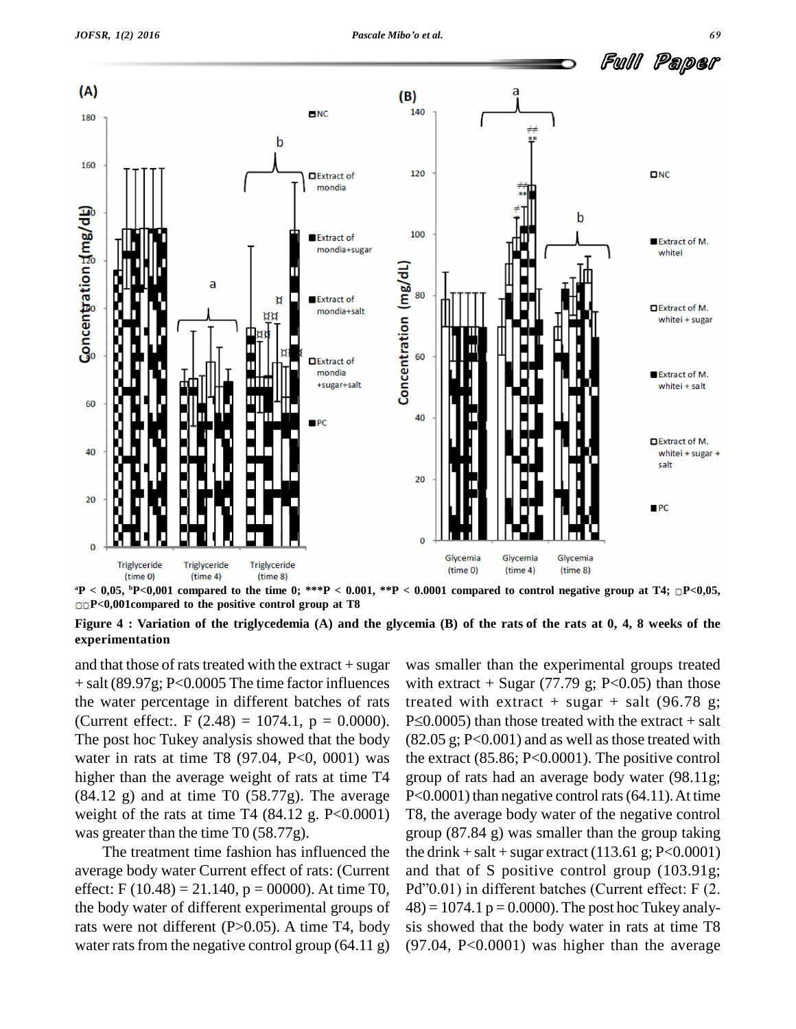$^{a}$P < 0,05, $^{b}$P<0,001 compared to the time 0; ***P < 0.001, **P < 0.0001 compared to control negative group at T4; ¤P<0,05, ¤¤P<0,001compared to the positive control group at T8

**Figure 4 : Variation of the triglycedemia (A) and the glycemia (B) of the rats of the rats at 0, 4, 8 weeks of the experimentation**

and that those of rats treated with the extract + sugar + salt (89.97g; P<0.0005 The time factor influences the water percentage in different batches of rats (Current effect:. F (2.48) = 1074.1, p = 0.0000). The post hoc Tukey analysis showed that the body water in rats at time T8 (97.04, P<0, 0001) was higher than the average weight of rats at time T4 (84.12 g) and at time T0 (58.77g). The average weight of the rats at time T4 (84.12 g. P<0.0001) was greater than the time T0 (58.77g).

The treatment time fashion has influenced the average body water Current effect of rats: (Current effect: F (10.48) = 21.140, p = 00000). At time T0, the body water of different experimental groups of rats were not different (P>0.05). A time T4, body water rats from the negative control group (64.11 g) was smaller than the experimental groups treated with extract + Sugar (77.79 g; P<0.05) than those treated with extract + sugar + salt (96.78 g; P≤0.0005) than those treated with the extract + salt (82.05 g; P<0.001) and as well as those treated with the extract (85.86; P<0.0001). The positive control group of rats had an average body water (98.11g; P<0.0001) than negative control rats (64.11). At time T8, the average body water of the negative control group (87.84 g) was smaller than the group taking the drink + salt + sugar extract (113.61 g; P<0.0001) and that of S positive control group (103.91g; Pd"0.01) in different batches (Current effect: F (2. 48) = 1074.1 p = 0.0000). The post hoc Tukey analysis showed that the body water in rats at time T8 (97.04, P<0.0001) was higher than the average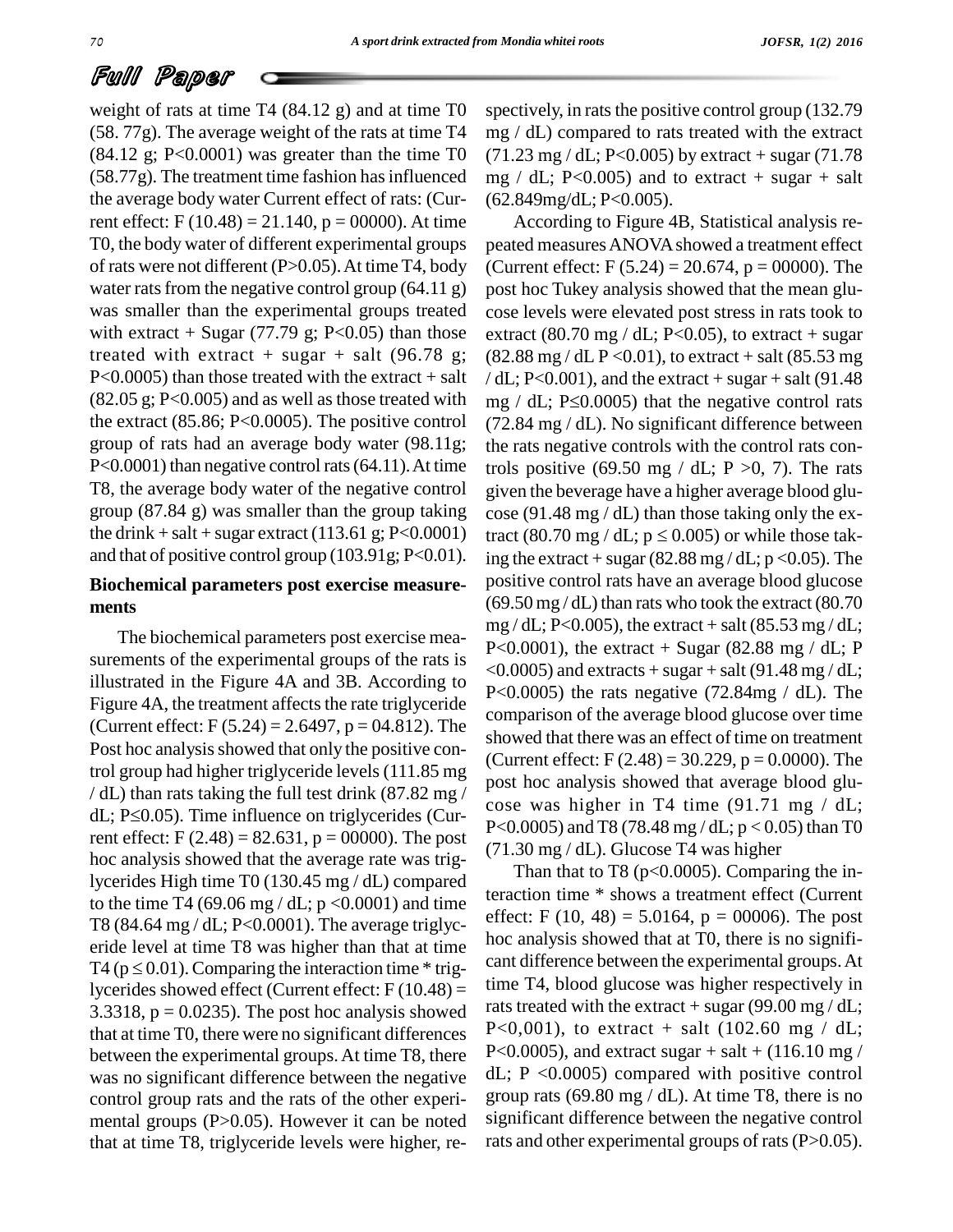weight of rats at time T4 (84.12 g) and at time T0 (58. 77g). The average weight of the rats at time T4 (84.12 g; $P<0.0001$) was greater than the time T0 (58.77g). The treatment time fashion has influenced the average body water Current effect of rats: (Current effect: $F(10.48) = 21.140$, $p = 00000$). At time T0, the body water of different experimental groups of rats were not different ($P>0.05$). At time T4, body water rats from the negative control group (64.11 g) was smaller than the experimental groups treated with extract + Sugar (77.79 g; $P<0.05$) than those treated with extract + sugar + salt (96.78 g; $P<0.0005$) than those treated with the extract + salt (82.05 g; $P<0.005$) and as well as those treated with the extract (85.86; $P<0.0005$). The positive control group of rats had an average body water (98.11g; $P<0.0001$) than negative control rats (64.11). At time T8, the average body water of the negative control group (87.84 g) was smaller than the group taking the drink + salt + sugar extract (113.61 g; $P<0.0001$) and that of positive control group (103.91g; $P<0.01$).

### Biochemical parameters post exercise measurements

The biochemical parameters post exercise measurements of the experimental groups of the rats is illustrated in the Figure 4A and 3B. According to Figure 4A, the treatment affects the rate triglyceride (Current effect: $F(5.24) = 2.6497$, $p = 04.812$). The Post hoc analysis showed that only the positive control group had higher triglyceride levels (111.85 mg / dL) than rats taking the full test drink (87.82 mg / dL; $P\leq0.05$). Time influence on triglycerides (Current effect: $F(2.48) = 82.631$, $p = 00000$). The post hoc analysis showed that the average rate was triglycerides High time T0 (130.45 mg / dL) compared to the time T4 (69.06 mg / dL; $p<0.0001$) and time T8 (84.64 mg / dL; $P<0.0001$). The average triglyceride level at time T8 was higher than that at time T4 ($p\leq0.01$). Comparing the interaction time * triglycerides showed effect (Current effect: $F(10.48) = 3.3318$, $p = 0.0235$). The post hoc analysis showed that at time T0, there were no significant differences between the experimental groups. At time T8, there was no significant difference between the negative control group rats and the rats of the other experimental groups ($P>0.05$). However it can be noted that at time T8, triglyceride levels were higher, respectively, in rats the positive control group (132.79 mg / dL) compared to rats treated with the extract (71.23 mg / dL; $P<0.005$) by extract + sugar (71.78 mg / dL; $P<0.005$) and to extract + sugar + salt (62.849mg/dL; $P<0.005$).

According to Figure 4B, Statistical analysis repeated measures ANOVA showed a treatment effect (Current effect: $F(5.24) = 20.674$, $p = 00000$). The post hoc Tukey analysis showed that the mean glucose levels were elevated post stress in rats took to extract (80.70 mg / dL; $P<0.05$), to extract + sugar (82.88 mg / dL $P<0.01$), to extract + salt (85.53 mg / dL; $P<0.001$), and the extract + sugar + salt (91.48 mg / dL; $P\leq0.0005$) that the negative control rats (72.84 mg / dL). No significant difference between the rats negative controls with the control rats controls positive (69.50 mg / dL; $P>0, 7$). The rats given the beverage have a higher average blood glucose (91.48 mg / dL) than those taking only the extract (80.70 mg / dL; $p\leq0.005$) or while those taking the extract + sugar (82.88 mg / dL; $p<0.05$). The positive control rats have an average blood glucose (69.50 mg / dL) than rats who took the extract (80.70 mg / dL; $P<0.005$), the extract + salt (85.53 mg / dL; $P<0.0001$), the extract + Sugar (82.88 mg / dL; $P<0.0005$) and extracts + sugar + salt (91.48 mg / dL; $P<0.0005$) the rats negative (72.84mg / dL). The comparison of the average blood glucose over time showed that there was an effect of time on treatment (Current effect: $F(2.48) = 30.229$, $p = 0.0000$). The post hoc analysis showed that average blood glucose was higher in T4 time (91.71 mg / dL; $P<0.0005$) and T8 (78.48 mg / dL; $p<0.05$) than T0 (71.30 mg / dL). Glucose T4 was higher

Than that to T8 ($p<0.0005$). Comparing the interaction time * shows a treatment effect (Current effect: $F(10, 48) = 5.0164$, $p = 00006$). The post hoc analysis showed that at T0, there is no significant difference between the experimental groups. At time T4, blood glucose was higher respectively in rats treated with the extract + sugar (99.00 mg / dL; $P<0,001$), to extract + salt (102.60 mg / dL; $P<0.0005$), and extract sugar + salt + (116.10 mg / dL; $P<0.0005$) compared with positive control group rats (69.80 mg / dL). At time T8, there is no significant difference between the negative control rats and other experimental groups of rats ($P>0.05$).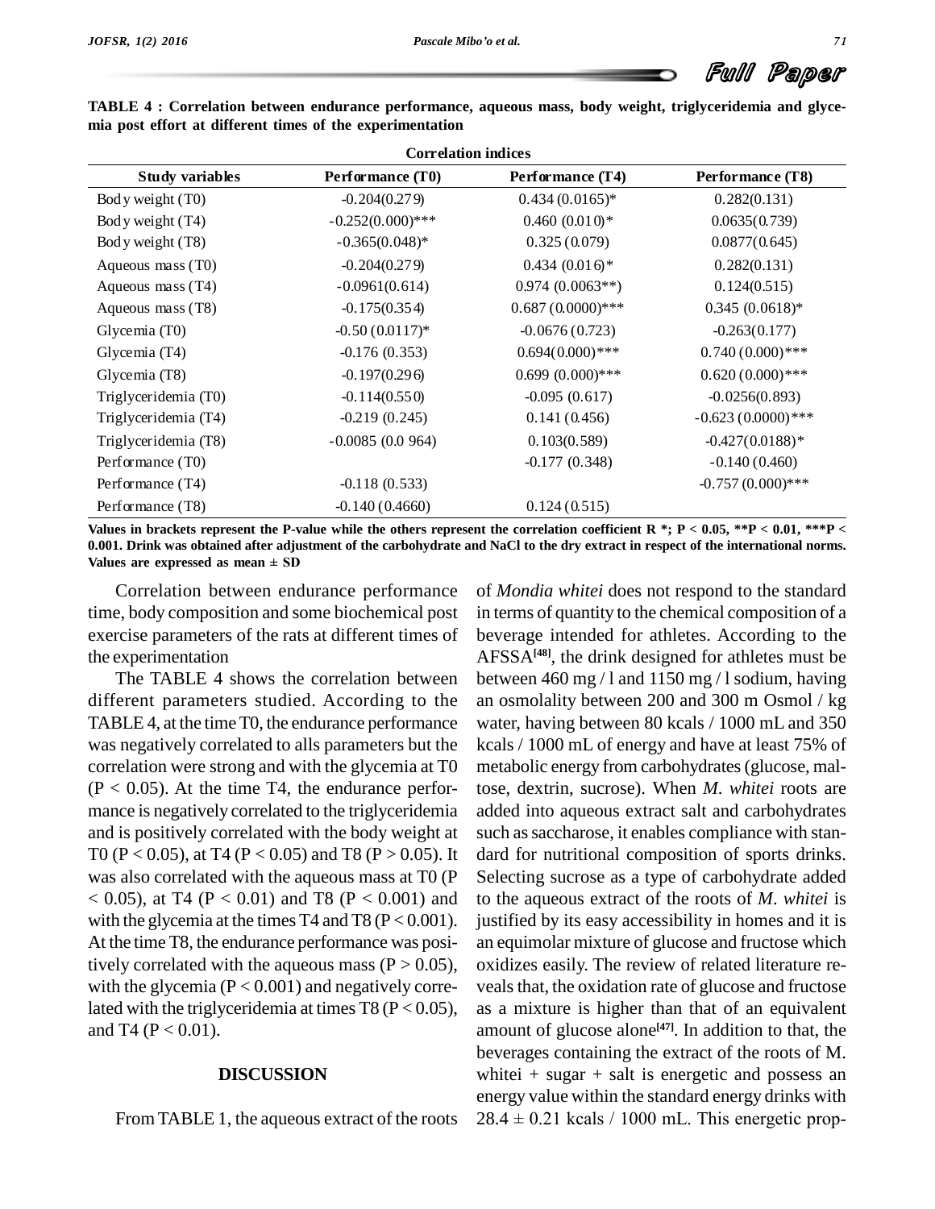**TABLE 4 : Correlation between endurance performance, aqueous mass, body weight, triglyceridemia and glycemia post effort at different times of the experimentation**

| | Correlation indices | | |
|---|---|---|---|
| Study variables | Performance (T0) | Performance (T4) | Performance (T8) |
| Body weight (T0) | -0.204(0.279) | 0.434 (0.0165)* | 0.282(0.131) |
| Body weight (T4) | -0.252(0.000)*** | 0.460 (0.010)* | 0.0635(0.739) |
| Body weight (T8) | -0.365(0.048)* | 0.325 (0.079) | 0.0877(0.645) |
| Aqueous mass (T0) | -0.204(0.279) | 0.434 (0.016)* | 0.282(0.131) |
| Aqueous mass (T4) | -0.0961(0.614) | 0.974 (0.0063**) | 0.124(0.515) |
| Aqueous mass (T8) | -0.175(0.354) | 0.687 (0.0000)*** | 0.345 (0.0618)* |
| Glycemia (T0) | -0.50 (0.0117)* | -0.0676 (0.723) | -0.263(0.177) |
| Glycemia (T4) | -0.176 (0.353) | 0.694(0.000)*** | 0.740 (0.000)*** |
| Glycemia (T8) | -0.197(0.296) | 0.699 (0.000)*** | 0.620 (0.000)*** |
| Triglyceridemia (T0) | -0.114(0.550) | -0.095 (0.617) | -0.0256(0.893) |
| Triglyceridemia (T4) | -0.219 (0.245) | 0.141 (0.456) | -0.623 (0.0000)*** |
| Triglyceridemia (T8) | -0.0085 (0.0 964) | 0.103(0.589) | -0.427(0.0188)* |
| Performance (T0) | | -0.177 (0.348) | -0.140 (0.460) |
| Performance (T4) | -0.118 (0.533) | | -0.757 (0.000)*** |
| Performance (T8) | -0.140 (0.4660) | 0.124 (0.515) | |

**Values in brackets represent the P-value while the others represent the correlation coefficient R *; P < 0.05, **P < 0.01, ***P < 0.001. Drink was obtained after adjustment of the carbohydrate and NaCl to the dry extract in respect of the international norms. Values are expressed as mean ± SD**

Correlation between endurance performance time, body composition and some biochemical post exercise parameters of the rats at different times of the experimentation

The TABLE 4 shows the correlation between different parameters studied. According to the TABLE 4, at the time T0, the endurance performance was negatively correlated to alls parameters but the correlation were strong and with the glycemia at T0 ($P < 0.05$). At the time T4, the endurance performance is negatively correlated to the triglyceridemia and is positively correlated with the body weight at T0 ($P < 0.05$), at T4 ($P < 0.05$) and T8 ($P > 0.05$). It was also correlated with the aqueous mass at T0 ($P < 0.05$), at T4 ($P < 0.01$) and T8 ($P < 0.001$) and with the glycemia at the times T4 and T8 ($P < 0.001$). At the time T8, the endurance performance was positively correlated with the aqueous mass ($P > 0.05$), with the glycemia ($P < 0.001$) and negatively correlated with the triglyceridemia at times T8 ($P < 0.05$), and T4 ($P < 0.01$).

## DISCUSSION

From TABLE 1, the aqueous extract of the roots of *Mondia whitei* does not respond to the standard in terms of quantity to the chemical composition of a beverage intended for athletes. According to the AFSSA[48], the drink designed for athletes must be between 460 mg / l and 1150 mg / l sodium, having an osmolality between 200 and 300 m Osmol / kg water, having between 80 kcals / 1000 mL and 350 kcals / 1000 mL of energy and have at least 75% of metabolic energy from carbohydrates (glucose, maltose, dextrin, sucrose). When *M. whitei* roots are added into aqueous extract salt and carbohydrates such as saccharose, it enables compliance with standard for nutritional composition of sports drinks. Selecting sucrose as a type of carbohydrate added to the aqueous extract of the roots of *M. whitei* is justified by its easy accessibility in homes and it is an equimolar mixture of glucose and fructose which oxidizes easily. The review of related literature reveals that, the oxidation rate of glucose and fructose as a mixture is higher than that of an equivalent amount of glucose alone[47]. In addition to that, the beverages containing the extract of the roots of M. whitei + sugar + salt is energetic and possess an energy value within the standard energy drinks with $28.4 \pm 0.21$ kcals / 1000 mL. This energetic prop-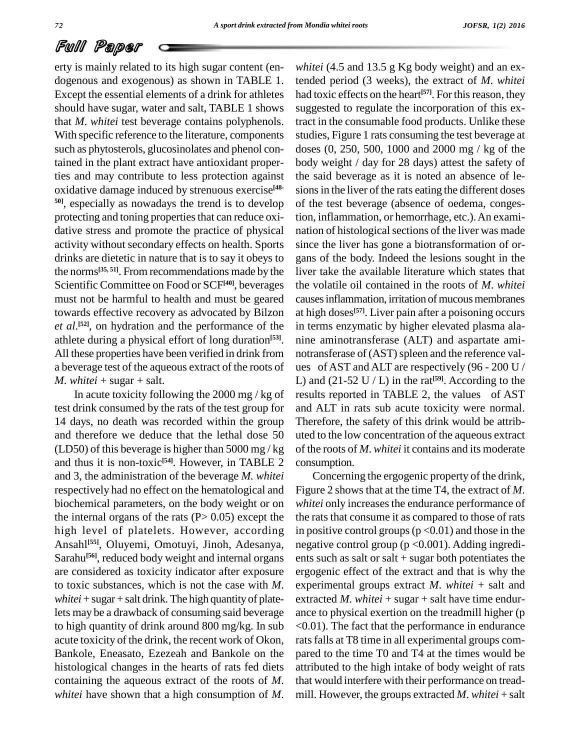erty is mainly related to its high sugar content (endogenous and exogenous) as shown in TABLE 1. Except the essential elements of a drink for athletes should have sugar, water and salt, TABLE 1 shows that *M. whitei* test beverage contains polyphenols. With specific reference to the literature, components such as phytosterols, glucosinolates and phenol contained in the plant extract have antioxidant properties and may contribute to less protection against oxidative damage induced by strenuous exercise[48-50], especially as nowadays the trend is to develop protecting and toning properties that can reduce oxidative stress and promote the practice of physical activity without secondary effects on health. Sports drinks are dietetic in nature that is to say it obeys to the norms[35, 51]. From recommendations made by the Scientific Committee on Food or SCF[40], beverages must not be harmful to health and must be geared towards effective recovery as advocated by Bilzon *et al*.[52], on hydration and the performance of the athlete during a physical effort of long duration[53]. All these properties have been verified in drink from a beverage test of the aqueous extract of the roots of *M. whitei* + sugar + salt.

In acute toxicity following the 2000 mg / kg of test drink consumed by the rats of the test group for 14 days, no death was recorded within the group and therefore we deduce that the lethal dose 50 (LD50) of this beverage is higher than 5000 mg / kg and thus it is non-toxic[54]. However, in TABLE 2 and 3, the administration of the beverage *M. whitei* respectively had no effect on the hematological and biochemical parameters, on the body weight or on the internal organs of the rats (P> 0.05) except the high level of platelets. However, according Ansahl[55], Oluyemi, Omotuyi, Jinoh, Adesanya, Sarahu[56], reduced body weight and internal organs are considered as toxicity indicator after exposure to toxic substances, which is not the case with *M. whitei* + sugar + salt drink. The high quantity of platelets may be a drawback of consuming said beverage to high quantity of drink around 800 mg/kg. In sub acute toxicity of the drink, the recent work of Okon, Bankole, Eneasato, Ezezeah and Bankole on the histological changes in the hearts of rats fed diets containing the aqueous extract of the roots of *M. whitei* have shown that a high consumption of *M. whitei* (4.5 and 13.5 g Kg body weight) and an extended period (3 weeks), the extract of *M. whitei* had toxic effects on the heart[57]. For this reason, they suggested to regulate the incorporation of this extract in the consumable food products. Unlike these studies, Figure 1 rats consuming the test beverage at doses (0, 250, 500, 1000 and 2000 mg / kg of the body weight / day for 28 days) attest the safety of the said beverage as it is noted an absence of lesions in the liver of the rats eating the different doses of the test beverage (absence of oedema, congestion, inflammation, or hemorrhage, etc.). An examination of histological sections of the liver was made since the liver has gone a biotransformation of organs of the body. Indeed the lesions sought in the liver take the available literature which states that the volatile oil contained in the roots of *M. whitei* causes inflammation, irritation of mucous membranes at high doses[57]. Liver pain after a poisoning occurs in terms enzymatic by higher elevated plasma alanine aminotransferase (ALT) and aspartate aminotransferase of (AST) spleen and the reference values of AST and ALT are respectively (96 - 200 U / L) and (21-52 U / L) in the rat[59]. According to the results reported in TABLE 2, the values of AST and ALT in rats sub acute toxicity were normal. Therefore, the safety of this drink would be attributed to the low concentration of the aqueous extract of the roots of *M. whitei* it contains and its moderate consumption.

Concerning the ergogenic property of the drink, Figure 2 shows that at the time T4, the extract of *M. whitei* only increases the endurance performance of the rats that consume it as compared to those of rats in positive control groups ($p < 0.01$) and those in the negative control group ($p < 0.001$). Adding ingredients such as salt or salt + sugar both potentiates the ergogenic effect of the extract and that is why the experimental groups extract *M. whitei* + salt and extracted *M. whitei* + sugar + salt have time endurance to physical exertion on the treadmill higher ($p < 0.01$). The fact that the performance in endurance rats falls at T8 time in all experimental groups compared to the time T0 and T4 at the times would be attributed to the high intake of body weight of rats that would interfere with their performance on treadmill. However, the groups extracted *M. whitei* + salt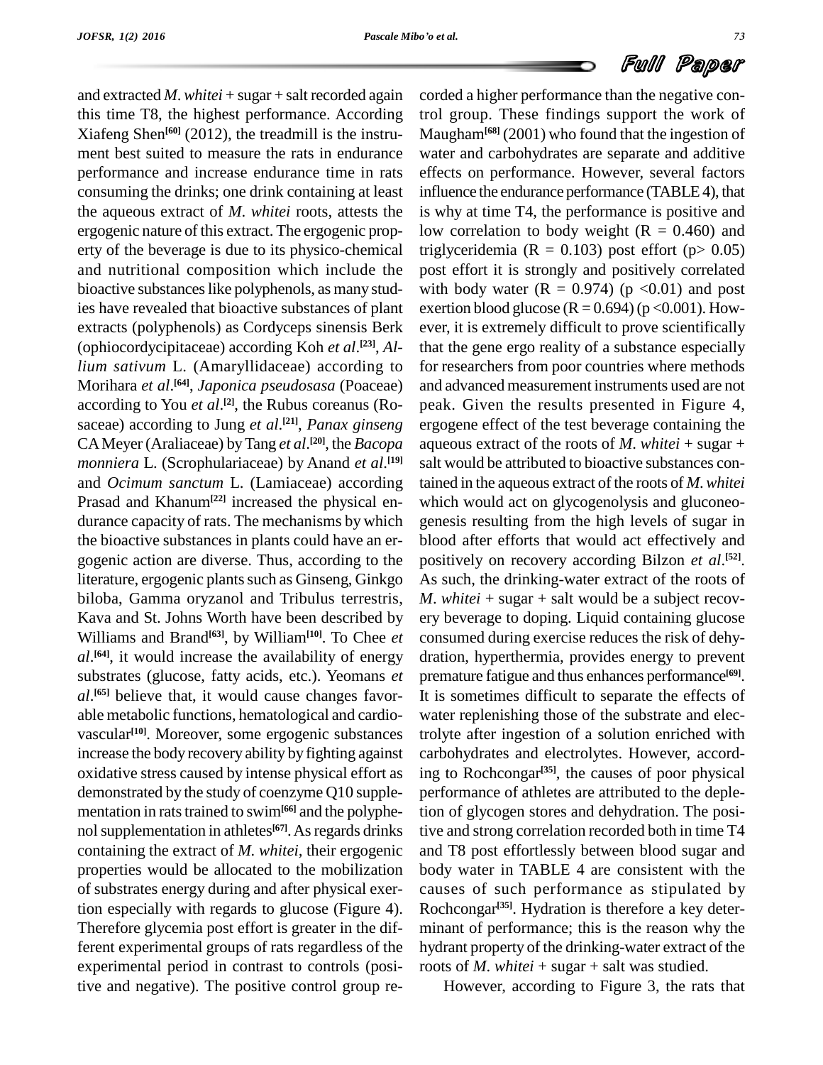and extracted *M. whitei* + sugar + salt recorded again this time T8, the highest performance. According Xiafeng Shen[60] (2012), the treadmill is the instrument best suited to measure the rats in endurance performance and increase endurance time in rats consuming the drinks; one drink containing at least the aqueous extract of *M. whitei* roots, attests the ergogenic nature of this extract. The ergogenic property of the beverage is due to its physico-chemical and nutritional composition which include the bioactive substances like polyphenols, as many studies have revealed that bioactive substances of plant extracts (polyphenols) as Cordyceps sinensis Berk (ophiocordycipitaceae) according Koh *et al*.[23], *Allium sativum* L. (Amaryllidaceae) according to Morihara *et al*.[64], *Japonica pseudosasa* (Poaceae) according to You *et al*.[2], the Rubus coreanus (Rosaceae) according to Jung *et al*.[21], *Panax ginseng* CA Meyer (Araliaceae) by Tang *et al*.[20], the *Bacopa monniera* L. (Scrophulariaceae) by Anand *et al*.[19] and *Ocimum sanctum* L. (Lamiaceae) according Prasad and Khanum[22] increased the physical endurance capacity of rats. The mechanisms by which the bioactive substances in plants could have an ergogenic action are diverse. Thus, according to the literature, ergogenic plants such as Ginseng, Ginkgo biloba, Gamma oryzanol and Tribulus terrestris, Kava and St. Johns Worth have been described by Williams and Brand[63], by William[10]. To Chee *et al*.[64], it would increase the availability of energy substrates (glucose, fatty acids, etc.). Yeomans *et al*.[65] believe that, it would cause changes favorable metabolic functions, hematological and cardiovascular[10]. Moreover, some ergogenic substances increase the body recovery ability by fighting against oxidative stress caused by intense physical effort as demonstrated by the study of coenzyme Q10 supplementation in rats trained to swim[66] and the polyphenol supplementation in athletes[67]. As regards drinks containing the extract of *M. whitei*, their ergogenic properties would be allocated to the mobilization of substrates energy during and after physical exertion especially with regards to glucose (Figure 4). Therefore glycemia post effort is greater in the different experimental groups of rats regardless of the experimental period in contrast to controls (positive and negative). The positive control group recorded a higher performance than the negative control group. These findings support the work of Maugham[68] (2001) who found that the ingestion of water and carbohydrates are separate and additive effects on performance. However, several factors influence the endurance performance (TABLE 4), that is why at time T4, the performance is positive and low correlation to body weight ($R = 0.460$) and triglyceridemia ($R = 0.103$) post effort ($p > 0.05$) post effort it is strongly and positively correlated with body water ($R = 0.974$) ($p < 0.01$) and post exertion blood glucose ($R = 0.694$) ($p < 0.001$). However, it is extremely difficult to prove scientifically that the gene ergo reality of a substance especially for researchers from poor countries where methods and advanced measurement instruments used are not peak. Given the results presented in Figure 4, ergogene effect of the test beverage containing the aqueous extract of the roots of *M. whitei* + sugar + salt would be attributed to bioactive substances contained in the aqueous extract of the roots of *M. whitei* which would act on glycogenolysis and gluconeogenesis resulting from the high levels of sugar in blood after efforts that would act effectively and positively on recovery according Bilzon *et al*.[52]. As such, the drinking-water extract of the roots of *M. whitei* + sugar + salt would be a subject recovery beverage to doping. Liquid containing glucose consumed during exercise reduces the risk of dehydration, hyperthermia, provides energy to prevent premature fatigue and thus enhances performance[69]. It is sometimes difficult to separate the effects of water replenishing those of the substrate and electrolyte after ingestion of a solution enriched with carbohydrates and electrolytes. However, according to Rochcongar[35], the causes of poor physical performance of athletes are attributed to the depletion of glycogen stores and dehydration. The positive and strong correlation recorded both in time T4 and T8 post effortlessly between blood sugar and body water in TABLE 4 are consistent with the causes of such performance as stipulated by Rochcongar[35]. Hydration is therefore a key determinant of performance; this is the reason why the hydrant property of the drinking-water extract of the roots of *M. whitei* + sugar + salt was studied.

However, according to Figure 3, the rats that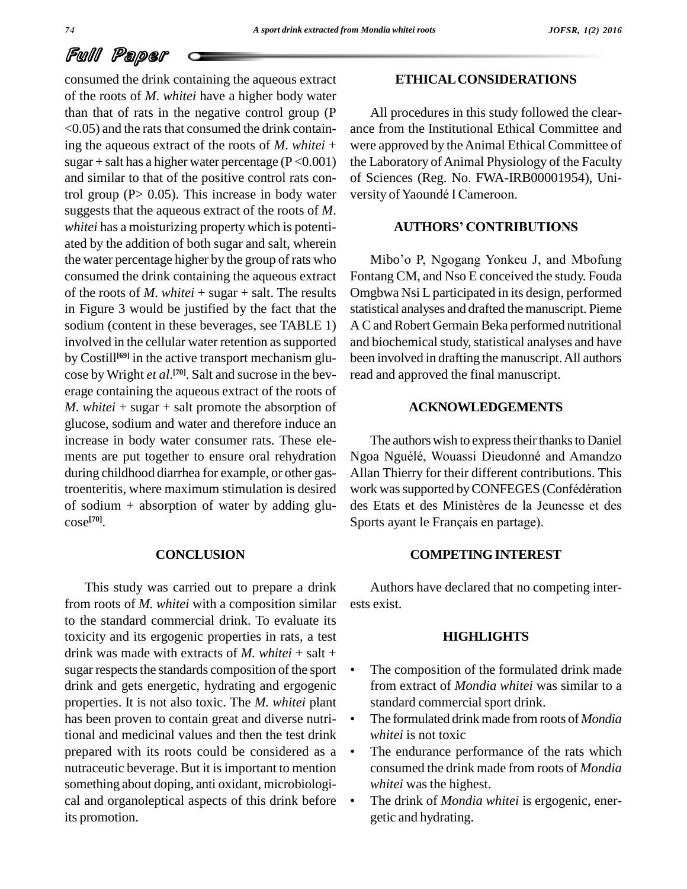consumed the drink containing the aqueous extract of the roots of *M. whitei* have a higher body water than that of rats in the negative control group ($P < 0.05$) and the rats that consumed the drink containing the aqueous extract of the roots of *M. whitei* + sugar + salt has a higher water percentage ($P < 0.001$) and similar to that of the positive control rats control group ($P > 0.05$). This increase in body water suggests that the aqueous extract of the roots of *M. whitei* has a moisturizing property which is potentiated by the addition of both sugar and salt, wherein the water percentage higher by the group of rats who consumed the drink containing the aqueous extract of the roots of *M. whitei* + sugar + salt. The results in Figure 3 would be justified by the fact that the sodium (content in these beverages, see TABLE 1) involved in the cellular water retention as supported by Costill[69] in the active transport mechanism glucose by Wright *et al*.[70]. Salt and sucrose in the beverage containing the aqueous extract of the roots of *M. whitei* + sugar + salt promote the absorption of glucose, sodium and water and therefore induce an increase in body water consumer rats. These elements are put together to ensure oral rehydration during childhood diarrhea for example, or other gastroenteritis, where maximum stimulation is desired of sodium + absorption of water by adding glucose[70].

## CONCLUSION

This study was carried out to prepare a drink from roots of *M. whitei* with a composition similar to the standard commercial drink. To evaluate its toxicity and its ergogenic properties in rats, a test drink was made with extracts of *M. whitei* + salt + sugar respects the standards composition of the sport drink and gets energetic, hydrating and ergogenic properties. It is not also toxic. The *M. whitei* plant has been proven to contain great and diverse nutritional and medicinal values and then the test drink prepared with its roots could be considered as a nutraceutic beverage. But it is important to mention something about doping, anti oxidant, microbiological and organoleptical aspects of this drink before its promotion.

## ETHICAL CONSIDERATIONS

All procedures in this study followed the clearance from the Institutional Ethical Committee and were approved by the Animal Ethical Committee of the Laboratory of Animal Physiology of the Faculty of Sciences (Reg. No. FWA-IRB00001954), University of Yaoundé I Cameroon.

## AUTHORS' CONTRIBUTIONS

Mibo'o P, Ngogang Yonkeu J, and Mbofung Fontang CM, and Nso E conceived the study. Fouda Omgbwa Nsi L participated in its design, performed statistical analyses and drafted the manuscript. Pieme A C and Robert Germain Beka performed nutritional and biochemical study, statistical analyses and have been involved in drafting the manuscript. All authors read and approved the final manuscript.

## ACKNOWLEDGEMENTS

The authors wish to express their thanks to Daniel Ngoa Nguélé, Wouassi Dieudonné and Amandzo Allan Thierry for their different contributions. This work was supported by CONFEGES (Confédération des Etats et des Ministères de la Jeunesse et des Sports ayant le Français en partage).

## COMPETING INTEREST

Authors have declared that no competing interests exist.

## HIGHLIGHTS

- The composition of the formulated drink made from extract of *Mondia whitei* was similar to a standard commercial sport drink.
- The formulated drink made from roots of *Mondia whitei* is not toxic
- The endurance performance of the rats which consumed the drink made from roots of *Mondia whitei* was the highest.
- The drink of *Mondia whitei* is ergogenic, energetic and hydrating.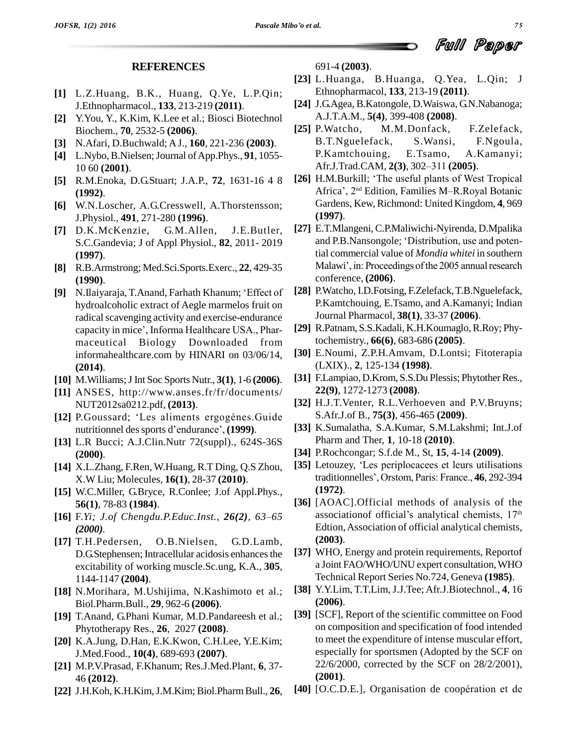## REFERENCES

**[1]** L.Z.Huang, B.K., Huang, Q.Ye, L.P.Qin; J.Ethnopharmacol., **133**, 213-219 **(2011)**.

**[2]** Y.You, Y., K.Kim, K.Lee et al.; Biosci Biotechnol Biochem., **70**, 2532-5 **(2006)**.

**[3]** N.Afari, D.Buchwald; A J., **160**, 221-236 **(2003)**.

**[4]** L.Nybo, B.Nielsen; Journal of App.Phys., **91**, 1055-10 60 **(2001)**.

**[5]** R.M.Enoka, D.G.Stuart; J.A.P., **72**, 1631-16 4 8 **(1992)**.

**[6]** W.N.Loscher, A.G.Cresswell, A.Thorstensson; J.Physiol., **491**, 271-280 **(1996)**.

**[7]** D.K.McKenzie, G.M.Allen, J.E.Butler, S.C.Gandevia; J of Appl Physiol., **82**, 2011- 2019 **(1997)**.

**[8]** R.B.Armstrong; Med.Sci.Sports.Exerc., **22**, 429-35 **(1990)**.

**[9]** N.Ilaiyaraja, T.Anand, Farhath Khanum; 'Effect of hydroalcoholic extract of Aegle marmelos fruit on radical scavenging activity and exercise-endurance capacity in mice', Informa Healthcare USA., Pharmaceutical Biology Downloaded from informahealthcare.com by HINARI on 03/06/14, **(2014)**.

**[10]** M.Williams; J Int Soc Sports Nutr., **3(1)**, 1-6 **(2006)**.

**[11]** ANSES, http://www.anses.fr/fr/documents/NUT2012sa0212.pdf, **(2013)**.

**[12]** P.Goussard; 'Les aliments ergogènes.Guide nutritionnel des sports d'endurance', **(1999)**.

**[13]** L.R Bucci; A.J.Clin.Nutr 72(suppl)., 624S-36S **(2000)**.

**[14]** X.L.Zhang, F.Ren, W.Huang, R.T Ding, Q.S Zhou, X.W Liu; Molecules, **16(1)**, 28-37 **(2010)**.

**[15]** W.C.Miller, G.Bryce, R.Conlee; J.of Appl.Phys., **56(1)**, 78-83 **(1984)**.

**[16]** F.*Yi; J.of Chengdu.P.Educ.Inst., 26(2), 63–65 (2000)*.

**[17]** T.H.Pedersen, O.B.Nielsen, G.D.Lamb, D.G.Stephensen; Intracellular acidosis enhances the excitability of working muscle.Sc.ung, K.A., **305**, 1144-1147 **(2004)**.

**[18]** N.Morihara, M.Ushijima, N.Kashimoto et al.; Biol.Pharm.Bull., **29**, 962-6 **(2006)**.

**[19]** T.Anand, G.Phani Kumar, M.D.Pandareesh et al.; Phytotherapy Res., **26**, 2027 **(2008)**.

**[20]** K.A.Jung, D.Han, E.K.Kwon, C.H.Lee, Y.E.Kim; J.Med.Food., **10(4)**, 689-693 **(2007)**.

**[21]** M.P.V.Prasad, F.Khanum; Res.J.Med.Plant, **6**, 37-46 **(2012)**.

**[22]** J.H.Koh, K.H.Kim, J.M.Kim; Biol.Pharm Bull., **26**, 691-4 **(2003)**.

**[23]** L.Huanga, B.Huanga, Q.Yea, L.Qin; J Ethnopharmacol, **133**, 213-19 **(2011)**.

**[24]** J.G.Agea, B.Katongole, D.Waiswa, G.N.Nabanoga; A.J.T.A.M., **5(4)**, 399-408 **(2008)**.

**[25]** P.Watcho, M.M.Donfack, F.Zelefack, B.T.Nguelefack, S.Wansi, F.Ngoula, P.Kamtchouing, E.Tsamo, A.Kamanyi; Afr.J.Trad.CAM, **2(3)**, 302–311 **(2005)**.

**[26]** H.M.Burkill; 'The useful plants of West Tropical Africa', 2nd Edition, Families M–R.Royal Botanic Gardens, Kew, Richmond: United Kingdom, **4**, 969 **(1997)**.

**[27]** E.T.Mlangeni, C.P.Maliwichi-Nyirenda, D.Mpalika and P.B.Nansongole; 'Distribution, use and potential commercial value of *Mondia whitei* in southern Malawi', in: Proceedings of the 2005 annual research conference, **(2006)**.

**[28]** P.Watcho, I.D.Fotsing, F.Zelefack, T.B.Nguelefack, P.Kamtchouing, E.Tsamo, and A.Kamanyi; Indian Journal Pharmacol, **38(1)**, 33-37 **(2006)**.

**[29]** R.Patnam, S.S.Kadali, K.H.Koumaglo, R.Roy; Phytochemistry., **66(6)**, 683-686 **(2005)**.

**[30]** E.Noumi, Z.P.H.Amvam, D.Lontsi; Fitoterapia (LXIX)., **2**, 125-134 **(1998)**.

**[31]** F.Lampiao, D.Krom, S.S.Du Plessis; Phytother Res., **22(9)**, 1272-1273 **(2008)**.

**[32]** H.J.T.Venter, R.L.Verhoeven and P.V.Bruyns; S.Afr.J.of B., **75(3)**, 456-465 **(2009)**.

**[33]** K.Sumalatha, S.A.Kumar, S.M.Lakshmi; Int.J.of Pharm and Ther, **1**, 10-18 **(2010)**.

**[34]** P.Rochcongar; S.f.de M., St, **15**, 4-14 **(2009)**.

**[35]** Letouzey, 'Les periplocacees et leurs utilisations traditionnelles', Orstom, Paris: France., **46**, 292-394 **(1972)**.

**[36]** [AOAC].Official methods of analysis of the associationof official's analytical chemists, 17th Edtion, Association of official analytical chemists, **(2003)**.

**[37]** WHO, Energy and protein requirements, Reportof a Joint FAO/WHO/UNU expert consultation, WHO Technical Report Series No.724, Geneva **(1985)**.

**[38]** Y.Y.Lim, T.T.Lim, J.J.Tee; Afr.J.Biotechnol., **4**, 16 **(2006)**.

**[39]** [SCF], Report of the scientific committee on Food on composition and specification of food intended to meet the expenditure of intense muscular effort, especially for sportsmen (Adopted by the SCF on 22/6/2000, corrected by the SCF on 28/2/2001), **(2001)**.

**[40]** [O.C.D.E.], Organisation de coopération et de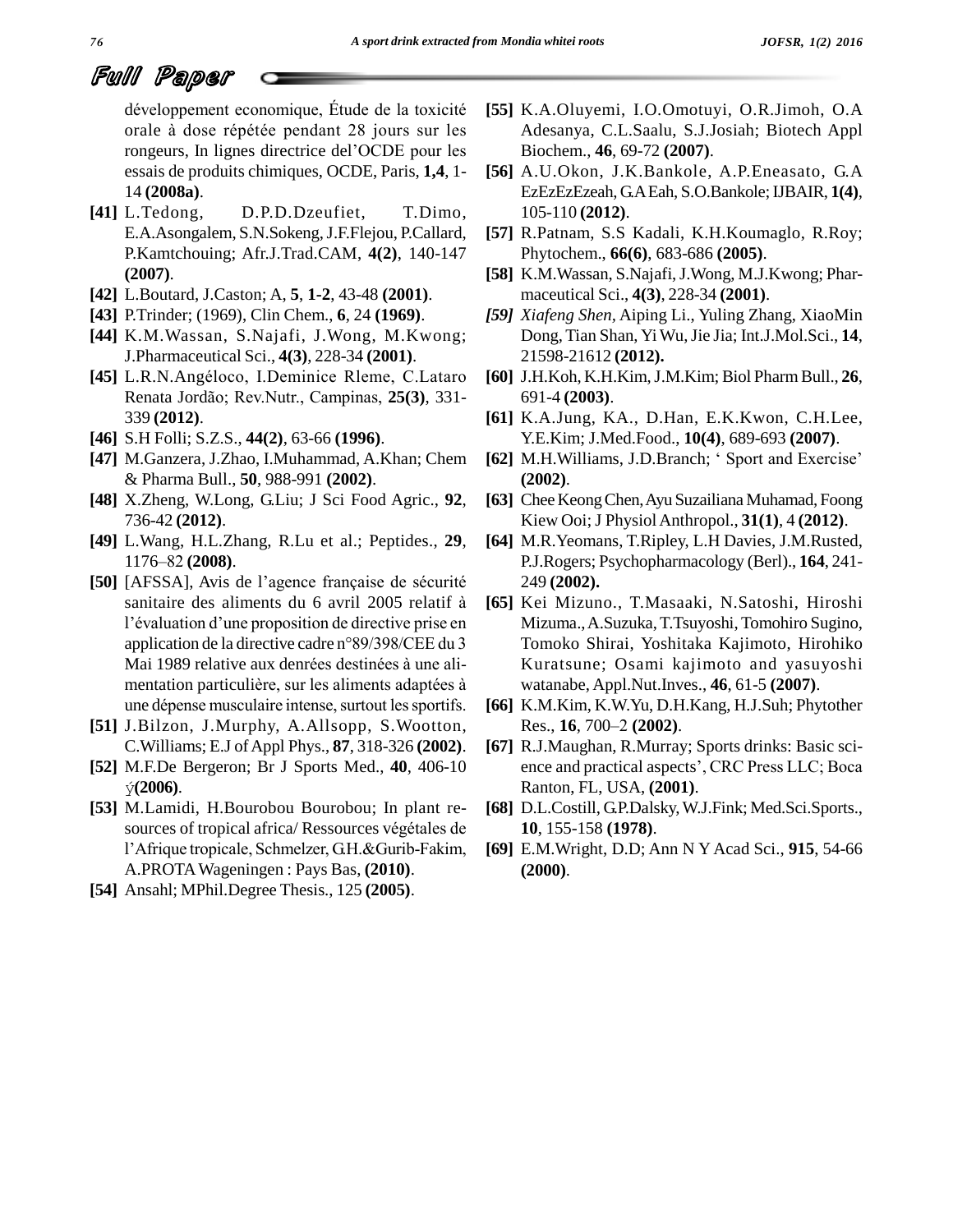développement economique, Étude de la toxicité orale à dose répétée pendant 28 jours sur les rongeurs, In lignes directrice del'OCDE pour les essais de produits chimiques, OCDE, Paris, **1,4**, 1-14 **(2008a)**.

**[41]** L.Tedong, D.P.D.Dzeufiet, T.Dimo, E.A.Asongalem, S.N.Sokeng, J.F.Flejou, P.Callard, P.Kamtchouing; Afr.J.Trad.CAM, **4(2)**, 140-147 **(2007)**.

**[42]** L.Boutard, J.Caston; A, **5**, **1-2**, 43-48 **(2001)**.

**[43]** P.Trinder; (1969), Clin Chem., **6**, 24 **(1969)**.

**[44]** K.M.Wassan, S.Najafi, J.Wong, M.Kwong; J.Pharmaceutical Sci., **4(3)**, 228-34 **(2001)**.

**[45]** L.R.N.Angéloco, I.Deminice Rleme, C.Lataro Renata Jordão; Rev.Nutr., Campinas, **25(3)**, 331-339 **(2012)**.

**[46]** S.H Folli; S.Z.S., **44(2)**, 63-66 **(1996)**.

**[47]** M.Ganzera, J.Zhao, I.Muhammad, A.Khan; Chem & Pharma Bull., **50**, 988-991 **(2002)**.

**[48]** X.Zheng, W.Long, G.Liu; J Sci Food Agric., **92**, 736-42 **(2012)**.

**[49]** L.Wang, H.L.Zhang, R.Lu et al.; Peptides., **29**, 1176–82 **(2008)**.

**[50]** [AFSSA], Avis de l'agence française de sécurité sanitaire des aliments du 6 avril 2005 relatif à l'évaluation d'une proposition de directive prise en application de la directive cadre n°89/398/CEE du 3 Mai 1989 relative aux denrées destinées à une alimentation particulière, sur les aliments adaptées à une dépense musculaire intense, surtout les sportifs.

**[51]** J.Bilzon, J.Murphy, A.Allsopp, S.Wootton, C.Williams; E.J of Appl Phys., **87**, 318-326 **(2002)**.

**[52]** M.F.De Bergeron; Br J Sports Med., **40**, 406-10 ý**(2006)**.

**[53]** M.Lamidi, H.Bourobou Bourobou; In plant resources of tropical africa/ Ressources végétales de l'Afrique tropicale, Schmelzer, G.H.&Gurib-Fakim, A.PROTA Wageningen : Pays Bas, **(2010)**.

**[54]** Ansahl; MPhil.Degree Thesis., 125 **(2005)**.

**[55]** K.A.Oluyemi, I.O.Omotuyi, O.R.Jimoh, O.A Adesanya, C.L.Saalu, S.J.Josiah; Biotech Appl Biochem., **46**, 69-72 **(2007)**.

**[56]** A.U.Okon, J.K.Bankole, A.P.Eneasato, G.A EzEzEzEzeah, G.A Eah, S.O.Bankole; IJBAIR, **1(4)**, 105-110 **(2012)**.

**[57]** R.Patnam, S.S Kadali, K.H.Koumaglo, R.Roy; Phytochem., **66(6)**, 683-686 **(2005)**.

**[58]** K.M.Wassan, S.Najafi, J.Wong, M.J.Kwong; Pharmaceutical Sci., **4(3)**, 228-34 **(2001)**.

*[59] Xiafeng Shen*, Aiping Li., Yuling Zhang, XiaoMin Dong, Tian Shan, Yi Wu, Jie Jia; Int.J.Mol.Sci., **14**, 21598-21612 **(2012).**

**[60]** J.H.Koh, K.H.Kim, J.M.Kim; Biol Pharm Bull., **26**, 691-4 **(2003)**.

**[61]** K.A.Jung, KA., D.Han, E.K.Kwon, C.H.Lee, Y.E.Kim; J.Med.Food., **10(4)**, 689-693 **(2007)**.

**[62]** M.H.Williams, J.D.Branch; ' Sport and Exercise' **(2002)**.

**[63]** Chee Keong Chen, Ayu Suzailiana Muhamad, Foong Kiew Ooi; J Physiol Anthropol., **31(1)**, 4 **(2012)**.

**[64]** M.R.Yeomans, T.Ripley, L.H Davies, J.M.Rusted, P.J.Rogers; Psychopharmacology (Berl)., **164**, 241-249 **(2002).**

**[65]** Kei Mizuno., T.Masaaki, N.Satoshi, Hiroshi Mizuma., A.Suzuka, T.Tsuyoshi, Tomohiro Sugino, Tomoko Shirai, Yoshitaka Kajimoto, Hirohiko Kuratsune; Osami kajimoto and yasuyoshi watanabe, Appl.Nut.Inves., **46**, 61-5 **(2007)**.

**[66]** K.M.Kim, K.W.Yu, D.H.Kang, H.J.Suh; Phytother Res., **16**, 700–2 **(2002)**.

**[67]** R.J.Maughan, R.Murray; Sports drinks: Basic science and practical aspects', CRC Press LLC; Boca Ranton, FL, USA, **(2001)**.

**[68]** D.L.Costill, G.P.Dalsky, W.J.Fink; Med.Sci.Sports., **10**, 155-158 **(1978)**.

**[69]** E.M.Wright, D.D; Ann N Y Acad Sci., **915**, 54-66 **(2000)**.